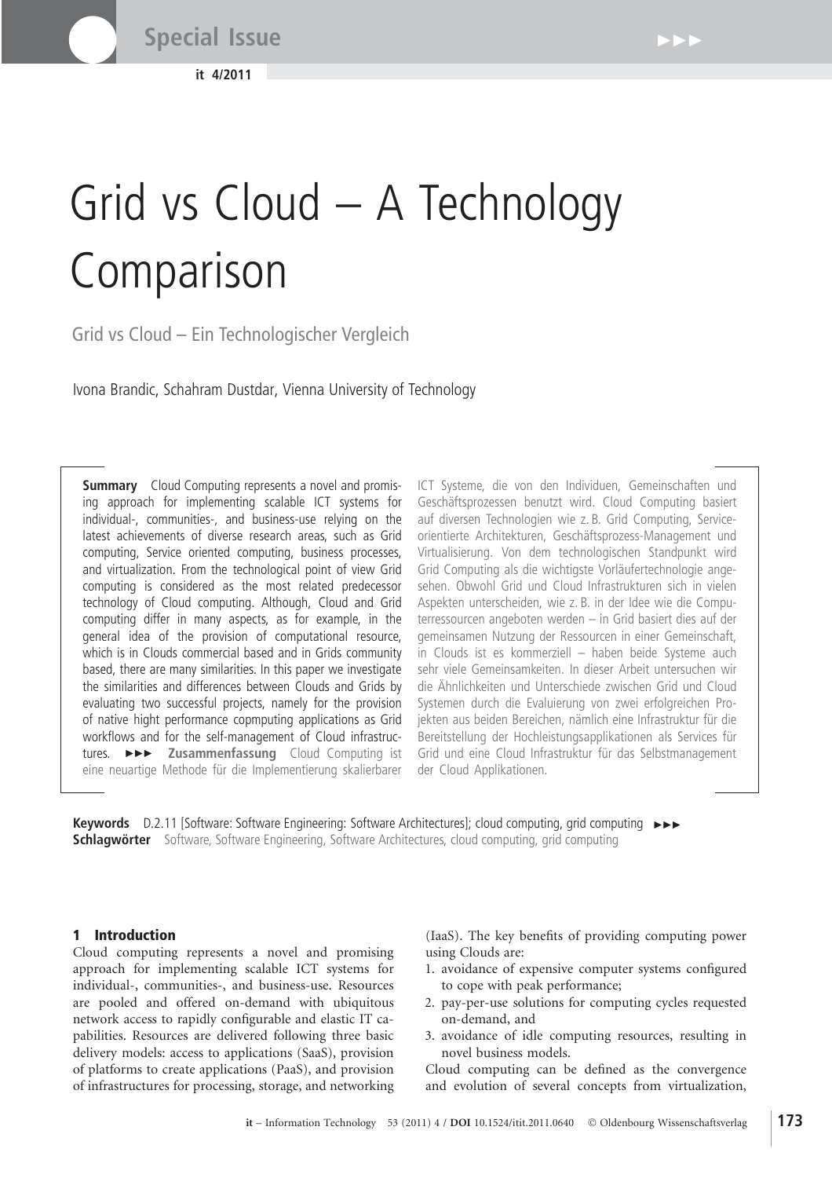# Grid vs Cloud – A Technology Comparison

Grid vs Cloud – Ein Technologischer Vergleich

Ivona Brandic, Schahram Dustdar, Vienna University of Technology

**Summary** Cloud Computing represents a novel and promising approach for implementing scalable ICT systems for individual-, communities-, and business-use relying on the latest achievements of diverse research areas, such as Grid computing, Service oriented computing, business processes, and virtualization. From the technological point of view Grid computing is considered as the most related predecessor technology of Cloud computing. Although, Cloud and Grid computing differ in many aspects, as for example, in the general idea of the provision of computational resource, which is in Clouds commercial based and in Grids community based, there are many similarities. In this paper we investigate the similarities and differences between Clouds and Grids by evaluating two successful projects, namely for the provision of native hight performance copmputing applications as Grid workflows and for the self-management of Cloud infrastructures. ►►► **Zusammenfassung** Cloud Computing ist eine neuartige Methode für die Implementierung skalierbarer ICT Systeme, die von den Individuen, Gemeinschaften und Geschäftsprozessen benutzt wird. Cloud Computing basiert auf diversen Technologien wie z. B. Grid Computing, Service-orientierte Architekturen, Geschäftsprozess-Management und Virtualisierung. Von dem technologischen Standpunkt wird Grid Computing als die wichtigste Vorläufertechnologie angesehen. Obwohl Grid und Cloud Infrastrukturen sich in vielen Aspekten unterscheiden, wie z. B. in der Idee wie die Computerressourcen angeboten werden – in Grid basiert dies auf der gemeinsamen Nutzung der Ressourcen in einer Gemeinschaft, in Clouds ist es kommerziell – haben beide Systeme auch sehr viele Gemeinsamkeiten. In dieser Arbeit untersuchen wir die Ähnlichkeiten und Unterschiede zwischen Grid und Cloud Systemen durch die Evaluierung von zwei erfolgreichen Projekten aus beiden Bereichen, nämlich eine Infrastruktur für die Bereitstellung der Hochleistungsapplikationen als Services für Grid und eine Cloud Infrastruktur für das Selbstmanagement der Cloud Applikationen.

**Keywords** D.2.11 [Software: Software Engineering: Software Architectures]; cloud computing, grid computing ►►►
**Schlagwörter** Software, Software Engineering, Software Architectures, cloud computing, grid computing

## 1 Introduction

Cloud computing represents a novel and promising approach for implementing scalable ICT systems for individual-, communities-, and business-use. Resources are pooled and offered on-demand with ubiquitous network access to rapidly configurable and elastic IT capabilities. Resources are delivered following three basic delivery models: access to applications (SaaS), provision of platforms to create applications (PaaS), and provision of infrastructures for processing, storage, and networking (IaaS). The key benefits of providing computing power using Clouds are:

1. avoidance of expensive computer systems configured to cope with peak performance;
2. pay-per-use solutions for computing cycles requested on-demand, and
3. avoidance of idle computing resources, resulting in novel business models.

Cloud computing can be defined as the convergence and evolution of several concepts from virtualization,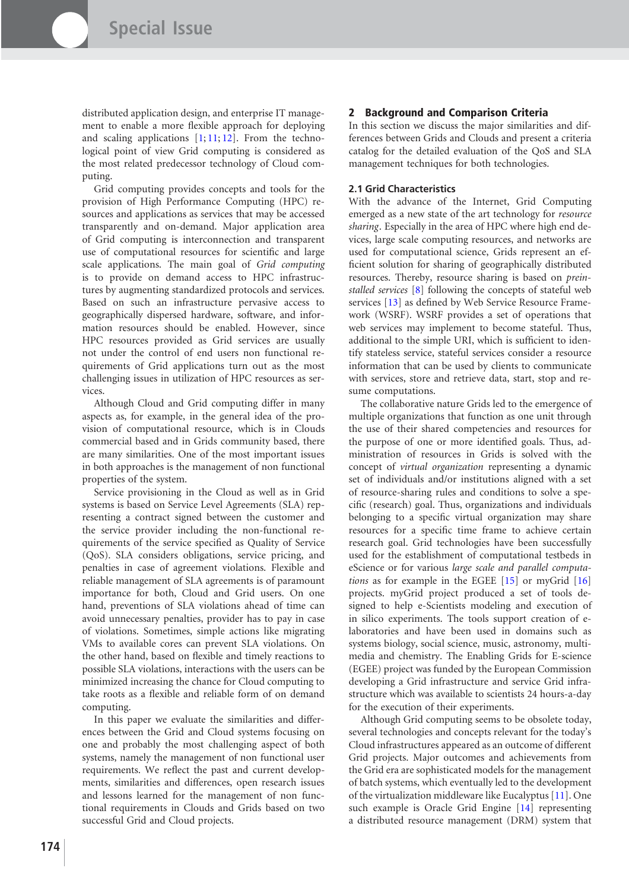distributed application design, and enterprise IT management to enable a more flexible approach for deploying and scaling applications [1; 11; 12]. From the technological point of view Grid computing is considered as the most related predecessor technology of Cloud computing.

Grid computing provides concepts and tools for the provision of High Performance Computing (HPC) resources and applications as services that may be accessed transparently and on-demand. Major application area of Grid computing is interconnection and transparent use of computational resources for scientific and large scale applications. The main goal of *Grid computing* is to provide on demand access to HPC infrastructures by augmenting standardized protocols and services. Based on such an infrastructure pervasive access to geographically dispersed hardware, software, and information resources should be enabled. However, since HPC resources provided as Grid services are usually not under the control of end users non functional requirements of Grid applications turn out as the most challenging issues in utilization of HPC resources as services.

Although Cloud and Grid computing differ in many aspects as, for example, in the general idea of the provision of computational resource, which is in Clouds commercial based and in Grids community based, there are many similarities. One of the most important issues in both approaches is the management of non functional properties of the system.

Service provisioning in the Cloud as well as in Grid systems is based on Service Level Agreements (SLA) representing a contract signed between the customer and the service provider including the non-functional requirements of the service specified as Quality of Service (QoS). SLA considers obligations, service pricing, and penalties in case of agreement violations. Flexible and reliable management of SLA agreements is of paramount importance for both, Cloud and Grid users. On one hand, preventions of SLA violations ahead of time can avoid unnecessary penalties, provider has to pay in case of violations. Sometimes, simple actions like migrating VMs to available cores can prevent SLA violations. On the other hand, based on flexible and timely reactions to possible SLA violations, interactions with the users can be minimized increasing the chance for Cloud computing to take roots as a flexible and reliable form of on demand computing.

In this paper we evaluate the similarities and differences between the Grid and Cloud systems focusing on one and probably the most challenging aspect of both systems, namely the management of non functional user requirements. We reflect the past and current developments, similarities and differences, open research issues and lessons learned for the management of non functional requirements in Clouds and Grids based on two successful Grid and Cloud projects.

## 2 Background and Comparison Criteria

In this section we discuss the major similarities and differences between Grids and Clouds and present a criteria catalog for the detailed evaluation of the QoS and SLA management techniques for both technologies.

### 2.1 Grid Characteristics

With the advance of the Internet, Grid Computing emerged as a new state of the art technology for *resource sharing*. Especially in the area of HPC where high end devices, large scale computing resources, and networks are used for computational science, Grids represent an efficient solution for sharing of geographically distributed resources. Thereby, resource sharing is based on *preinstalled services* [8] following the concepts of stateful web services [13] as defined by Web Service Resource Framework (WSRF). WSRF provides a set of operations that web services may implement to become stateful. Thus, additional to the simple URI, which is sufficient to identify stateless service, stateful services consider a resource information that can be used by clients to communicate with services, store and retrieve data, start, stop and resume computations.

The collaborative nature Grids led to the emergence of multiple organizations that function as one unit through the use of their shared competencies and resources for the purpose of one or more identified goals. Thus, administration of resources in Grids is solved with the concept of *virtual organization* representing a dynamic set of individuals and/or institutions aligned with a set of resource-sharing rules and conditions to solve a specific (research) goal. Thus, organizations and individuals belonging to a specific virtual organization may share resources for a specific time frame to achieve certain research goal. Grid technologies have been successfully used for the establishment of computational testbeds in eScience or for various *large scale and parallel computations* as for example in the EGEE [15] or myGrid [16] projects. myGrid project produced a set of tools designed to help e-Scientists modeling and execution of in silico experiments. The tools support creation of e-laboratories and have been used in domains such as systems biology, social science, music, astronomy, multimedia and chemistry. The Enabling Grids for E-science (EGEE) project was funded by the European Commission developing a Grid infrastructure and service Grid infrastructure which was available to scientists 24 hours-a-day for the execution of their experiments.

Although Grid computing seems to be obsolete today, several technologies and concepts relevant for the today's Cloud infrastructures appeared as an outcome of different Grid projects. Major outcomes and achievements from the Grid era are sophisticated models for the management of batch systems, which eventually led to the development of the virtualization middleware like Eucalyptus [11]. One such example is Oracle Grid Engine [14] representing a distributed resource management (DRM) system that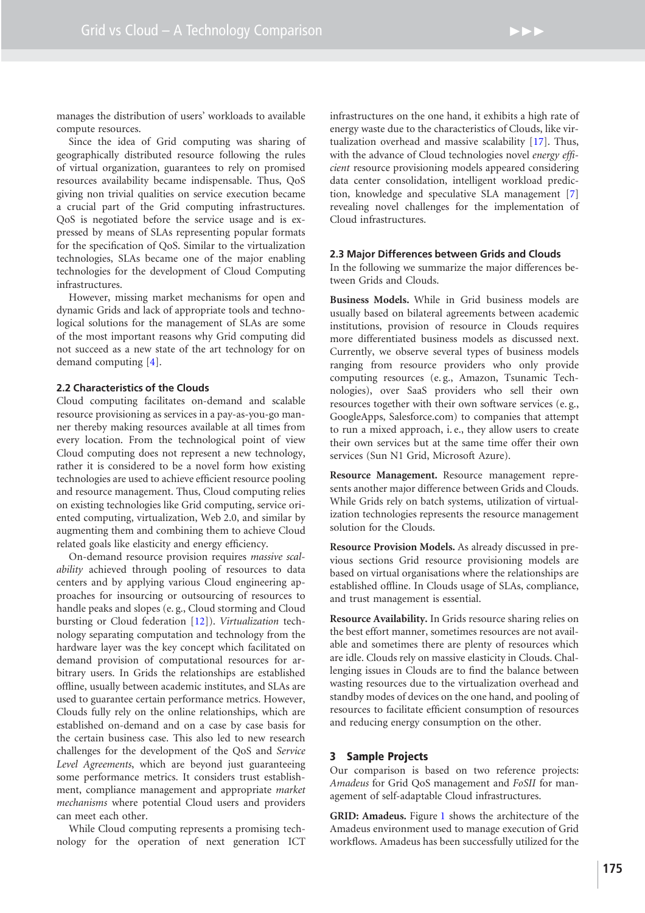manages the distribution of users' workloads to available compute resources.

Since the idea of Grid computing was sharing of geographically distributed resource following the rules of virtual organization, guarantees to rely on promised resources availability became indispensable. Thus, QoS giving non trivial qualities on service execution became a crucial part of the Grid computing infrastructures. QoS is negotiated before the service usage and is expressed by means of SLAs representing popular formats for the specification of QoS. Similar to the virtualization technologies, SLAs became one of the major enabling technologies for the development of Cloud Computing infrastructures.

However, missing market mechanisms for open and dynamic Grids and lack of appropriate tools and technological solutions for the management of SLAs are some of the most important reasons why Grid computing did not succeed as a new state of the art technology for on demand computing [4].

### 2.2 Characteristics of the Clouds

Cloud computing facilitates on-demand and scalable resource provisioning as services in a pay-as-you-go manner thereby making resources available at all times from every location. From the technological point of view Cloud computing does not represent a new technology, rather it is considered to be a novel form how existing technologies are used to achieve efficient resource pooling and resource management. Thus, Cloud computing relies on existing technologies like Grid computing, service oriented computing, virtualization, Web 2.0, and similar by augmenting them and combining them to achieve Cloud related goals like elasticity and energy efficiency.

On-demand resource provision requires *massive scalability* achieved through pooling of resources to data centers and by applying various Cloud engineering approaches for insourcing or outsourcing of resources to handle peaks and slopes (e. g., Cloud storming and Cloud bursting or Cloud federation [12]). *Virtualization* technology separating computation and technology from the hardware layer was the key concept which facilitated on demand provision of computational resources for arbitrary users. In Grids the relationships are established offline, usually between academic institutes, and SLAs are used to guarantee certain performance metrics. However, Clouds fully rely on the online relationships, which are established on-demand and on a case by case basis for the certain business case. This also led to new research challenges for the development of the QoS and *Service Level Agreements*, which are beyond just guaranteeing some performance metrics. It considers trust establishment, compliance management and appropriate *market mechanisms* where potential Cloud users and providers can meet each other.

While Cloud computing represents a promising technology for the operation of next generation ICT infrastructures on the one hand, it exhibits a high rate of energy waste due to the characteristics of Clouds, like virtualization overhead and massive scalability [17]. Thus, with the advance of Cloud technologies novel *energy efficient* resource provisioning models appeared considering data center consolidation, intelligent workload prediction, knowledge and speculative SLA management [7] revealing novel challenges for the implementation of Cloud infrastructures.

### 2.3 Major Differences between Grids and Clouds

In the following we summarize the major differences between Grids and Clouds.

**Business Models.** While in Grid business models are usually based on bilateral agreements between academic institutions, provision of resource in Clouds requires more differentiated business models as discussed next. Currently, we observe several types of business models ranging from resource providers who only provide computing resources (e. g., Amazon, Tsunamic Technologies), over SaaS providers who sell their own resources together with their own software services (e. g., GoogleApps, Salesforce.com) to companies that attempt to run a mixed approach, i. e., they allow users to create their own services but at the same time offer their own services (Sun N1 Grid, Microsoft Azure).

**Resource Management.** Resource management represents another major difference between Grids and Clouds. While Grids rely on batch systems, utilization of virtualization technologies represents the resource management solution for the Clouds.

**Resource Provision Models.** As already discussed in previous sections Grid resource provisioning models are based on virtual organisations where the relationships are established offline. In Clouds usage of SLAs, compliance, and trust management is essential.

**Resource Availability.** In Grids resource sharing relies on the best effort manner, sometimes resources are not available and sometimes there are plenty of resources which are idle. Clouds rely on massive elasticity in Clouds. Challenging issues in Clouds are to find the balance between wasting resources due to the virtualization overhead and standby modes of devices on the one hand, and pooling of resources to facilitate efficient consumption of resources and reducing energy consumption on the other.

## 3 Sample Projects

Our comparison is based on two reference projects: *Amadeus* for Grid QoS management and *FoSII* for management of self-adaptable Cloud infrastructures.

**GRID: Amadeus.** Figure 1 shows the architecture of the Amadeus environment used to manage execution of Grid workflows. Amadeus has been successfully utilized for the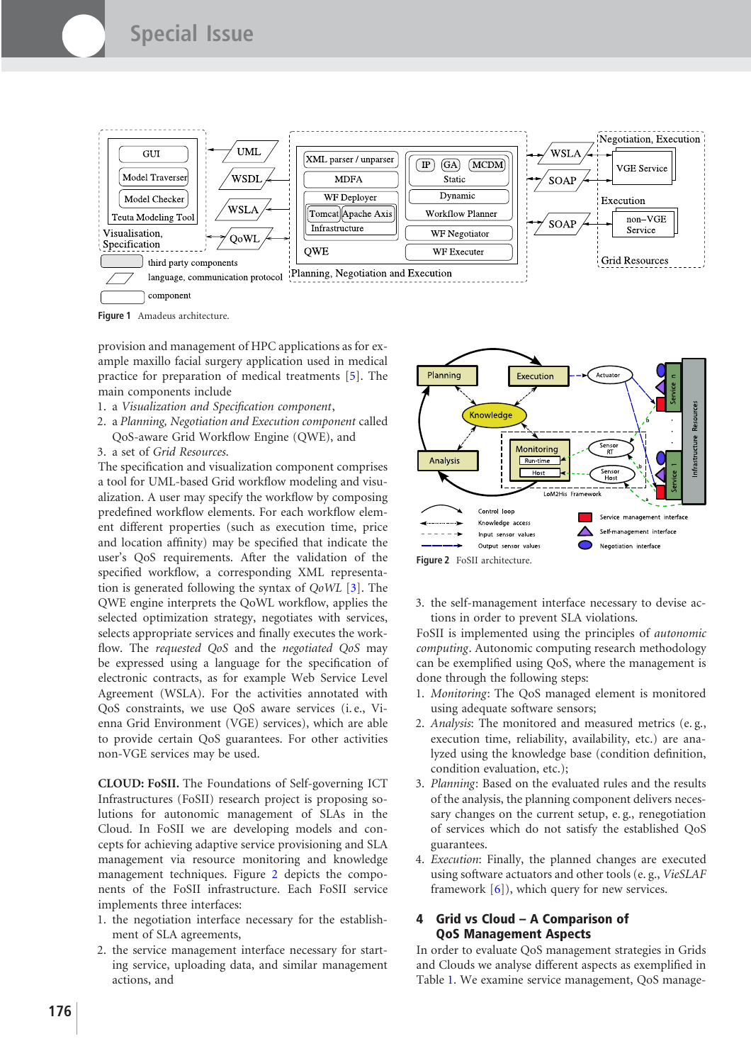Figure 1 Amadeus architecture.

provision and management of HPC applications as for example maxillo facial surgery application used in medical practice for preparation of medical treatments [5]. The main components include

1. a *Visualization and Specification component*,
2. a *Planning, Negotiation and Execution component* called QoS-aware Grid Workflow Engine (QWE), and
3. a set of *Grid Resources*.

The specification and visualization component comprises a tool for UML-based Grid workflow modeling and visualization. A user may specify the workflow by composing predefined workflow elements. For each workflow element different properties (such as execution time, price and location affinity) may be specified that indicate the user's QoS requirements. After the validation of the specified workflow, a corresponding XML representation is generated following the syntax of *QoWL* [3]. The QWE engine interprets the QoWL workflow, applies the selected optimization strategy, negotiates with services, selects appropriate services and finally executes the workflow. The *requested QoS* and the *negotiated QoS* may be expressed using a language for the specification of electronic contracts, as for example Web Service Level Agreement (WSLA). For the activities annotated with QoS constraints, we use QoS aware services (i. e., Vienna Grid Environment (VGE) services), which are able to provide certain QoS guarantees. For other activities non-VGE services may be used.

**CLOUD: FoSII.** The Foundations of Self-governing ICT Infrastructures (FoSII) research project is proposing solutions for autonomic management of SLAs in the Cloud. In FoSII we are developing models and concepts for achieving adaptive service provisioning and SLA management via resource monitoring and knowledge management techniques. Figure 2 depicts the components of the FoSII infrastructure. Each FoSII service implements three interfaces:

1. the negotiation interface necessary for the establishment of SLA agreements,
2. the service management interface necessary for starting service, uploading data, and similar management actions, and
3. the self-management interface necessary to devise actions in order to prevent SLA violations.

Figure 2 FoSII architecture.

FoSII is implemented using the principles of *autonomic computing*. Autonomic computing research methodology can be exemplified using QoS, where the management is done through the following steps:

1. *Monitoring*: The QoS managed element is monitored using adequate software sensors;
2. *Analysis*: The monitored and measured metrics (e. g., execution time, reliability, availability, etc.) are analyzed using the knowledge base (condition definition, condition evaluation, etc.);
3. *Planning*: Based on the evaluated rules and the results of the analysis, the planning component delivers necessary changes on the current setup, e. g., renegotiation of services which do not satisfy the established QoS guarantees.
4. *Execution*: Finally, the planned changes are executed using software actuators and other tools (e. g., *VieSLAF* framework [6]), which query for new services.

## 4 Grid vs Cloud – A Comparison of QoS Management Aspects

In order to evaluate QoS management strategies in Grids and Clouds we analyse different aspects as exemplified in Table 1. We examine service management, QoS manage-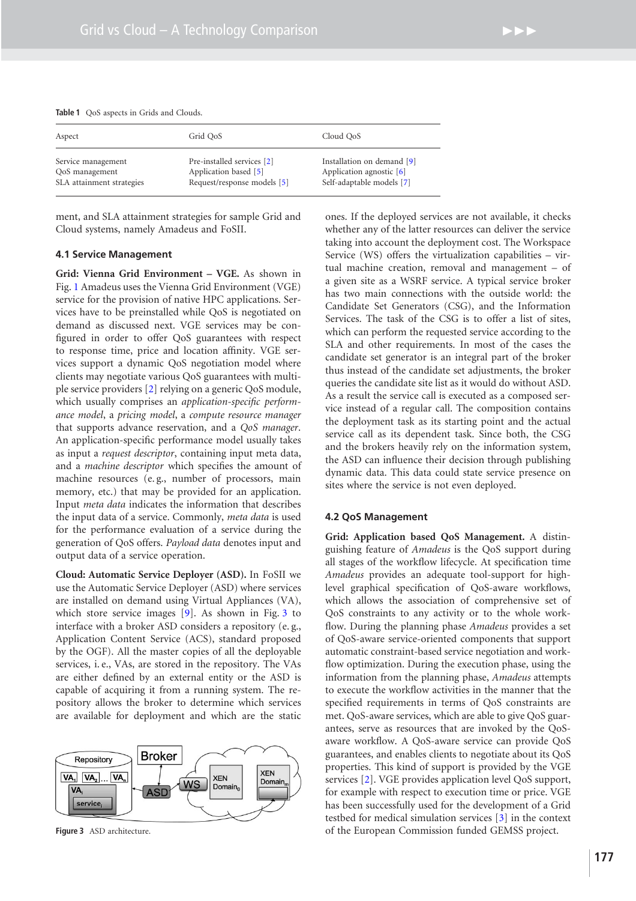**Table 1** QoS aspects in Grids and Clouds.

| Aspect | Grid QoS | Cloud QoS |
|---|---|---|
| Service management | Pre-installed services [2] | Installation on demand [9] |
| QoS management | Application based [5] | Application agnostic [6] |
| SLA attainment strategies | Request/response models [5] | Self-adaptable models [7] |

ment, and SLA attainment strategies for sample Grid and Cloud systems, namely Amadeus and FoSII.

### 4.1 Service Management

**Grid: Vienna Grid Environment – VGE.** As shown in Fig. 1 Amadeus uses the Vienna Grid Environment (VGE) service for the provision of native HPC applications. Services have to be preinstalled while QoS is negotiated on demand as discussed next. VGE services may be configured in order to offer QoS guarantees with respect to response time, price and location affinity. VGE services support a dynamic QoS negotiation model where clients may negotiate various QoS guarantees with multiple service providers [2] relying on a generic QoS module, which usually comprises an *application-specific performance model*, a *pricing model*, a *compute resource manager* that supports advance reservation, and a *QoS manager*. An application-specific performance model usually takes as input a *request descriptor*, containing input meta data, and a *machine descriptor* which specifies the amount of machine resources (e. g., number of processors, main memory, etc.) that may be provided for an application. Input *meta data* indicates the information that describes the input data of a service. Commonly, *meta data* is used for the performance evaluation of a service during the generation of QoS offers. *Payload data* denotes input and output data of a service operation.

**Cloud: Automatic Service Deployer (ASD).** In FoSII we use the Automatic Service Deployer (ASD) where services are installed on demand using Virtual Appliances (VA), which store service images [9]. As shown in Fig. 3 to interface with a broker ASD considers a repository (e. g., Application Content Service (ACS), standard proposed by the OGF). All the master copies of all the deployable services, i. e., VAs, are stored in the repository. The VAs are either defined by an external entity or the ASD is capable of acquiring it from a running system. The repository allows the broker to determine which services are available for deployment and which are the static ones. If the deployed services are not available, it checks whether any of the latter resources can deliver the service taking into account the deployment cost. The Workspace Service (WS) offers the virtualization capabilities – virtual machine creation, removal and management – of a given site as a WSRF service. A typical service broker has two main connections with the outside world: the Candidate Set Generators (CSG), and the Information Services. The task of the CSG is to offer a list of sites, which can perform the requested service according to the SLA and other requirements. In most of the cases the candidate set generator is an integral part of the broker thus instead of the candidate set adjustments, the broker queries the candidate site list as it would do without ASD. As a result the service call is executed as a composed service instead of a regular call. The composition contains the deployment task as its starting point and the actual service call as its dependent task. Since both, the CSG and the brokers heavily rely on the information system, the ASD can influence their decision through publishing dynamic data. This data could state service presence on sites where the service is not even deployed.

**Figure 3** ASD architecture.

### 4.2 QoS Management

**Grid: Application based QoS Management.** A distinguishing feature of *Amadeus* is the QoS support during all stages of the workflow lifecycle. At specification time *Amadeus* provides an adequate tool-support for high-level graphical specification of QoS-aware workflows, which allows the association of comprehensive set of QoS constraints to any activity or to the whole workflow. During the planning phase *Amadeus* provides a set of QoS-aware service-oriented components that support automatic constraint-based service negotiation and workflow optimization. During the execution phase, using the information from the planning phase, *Amadeus* attempts to execute the workflow activities in the manner that the specified requirements in terms of QoS constraints are met. QoS-aware services, which are able to give QoS guarantees, serve as resources that are invoked by the QoS-aware workflow. A QoS-aware service can provide QoS guarantees, and enables clients to negotiate about its QoS properties. This kind of support is provided by the VGE services [2]. VGE provides application level QoS support, for example with respect to execution time or price. VGE has been successfully used for the development of a Grid testbed for medical simulation services [3] in the context of the European Commission funded GEMSS project.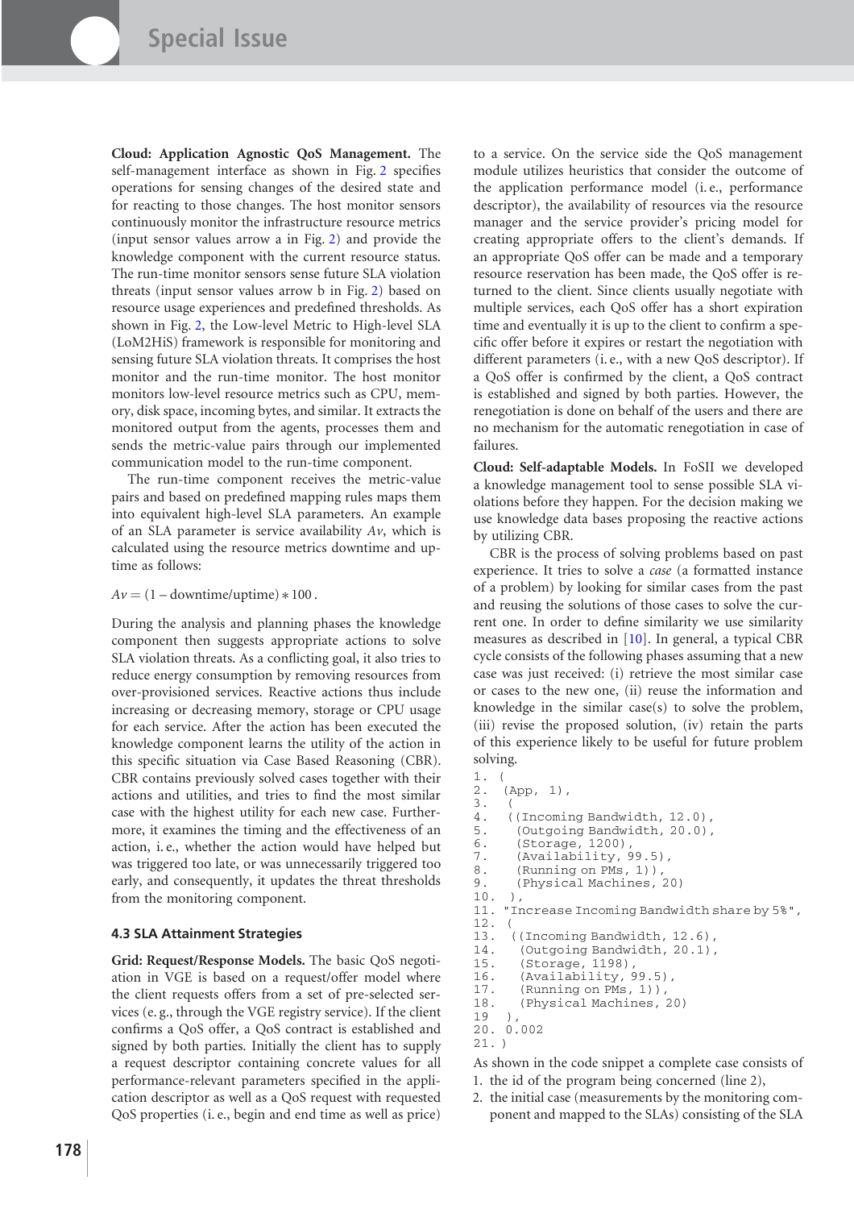**Cloud: Application Agnostic QoS Management.** The self-management interface as shown in Fig. 2 specifies operations for sensing changes of the desired state and for reacting to those changes. The host monitor sensors continuously monitor the infrastructure resource metrics (input sensor values arrow a in Fig. 2) and provide the knowledge component with the current resource status. The run-time monitor sensors sense future SLA violation threats (input sensor values arrow b in Fig. 2) based on resource usage experiences and predefined thresholds. As shown in Fig. 2, the Low-level Metric to High-level SLA (LoM2HiS) framework is responsible for monitoring and sensing future SLA violation threats. It comprises the host monitor and the run-time monitor. The host monitor monitors low-level resource metrics such as CPU, memory, disk space, incoming bytes, and similar. It extracts the monitored output from the agents, processes them and sends the metric-value pairs through our implemented communication model to the run-time component.

The run-time component receives the metric-value pairs and based on predefined mapping rules maps them into equivalent high-level SLA parameters. An example of an SLA parameter is service availability $Av$, which is calculated using the resource metrics downtime and uptime as follows:

$$Av = (1 - \text{downtime}/\text{uptime}) * 100 .$$

During the analysis and planning phases the knowledge component then suggests appropriate actions to solve SLA violation threats. As a conflicting goal, it also tries to reduce energy consumption by removing resources from over-provisioned services. Reactive actions thus include increasing or decreasing memory, storage or CPU usage for each service. After the action has been executed the knowledge component learns the utility of the action in this specific situation via Case Based Reasoning (CBR). CBR contains previously solved cases together with their actions and utilities, and tries to find the most similar case with the highest utility for each new case. Furthermore, it examines the timing and the effectiveness of an action, i. e., whether the action would have helped but was triggered too late, or was unnecessarily triggered too early, and consequently, it updates the threat thresholds from the monitoring component.

### 4.3 SLA Attainment Strategies

**Grid: Request/Response Models.** The basic QoS negotiation in VGE is based on a request/offer model where the client requests offers from a set of pre-selected services (e. g., through the VGE registry service). If the client confirms a QoS offer, a QoS contract is established and signed by both parties. Initially the client has to supply a request descriptor containing concrete values for all performance-relevant parameters specified in the application descriptor as well as a QoS request with requested QoS properties (i. e., begin and end time as well as price) to a service. On the service side the QoS management module utilizes heuristics that consider the outcome of the application performance model (i. e., performance descriptor), the availability of resources via the resource manager and the service provider's pricing model for creating appropriate offers to the client's demands. If an appropriate QoS offer can be made and a temporary resource reservation has been made, the QoS offer is returned to the client. Since clients usually negotiate with multiple services, each QoS offer has a short expiration time and eventually it is up to the client to confirm a specific offer before it expires or restart the negotiation with different parameters (i. e., with a new QoS descriptor). If a QoS offer is confirmed by the client, a QoS contract is established and signed by both parties. However, the renegotiation is done on behalf of the users and there are no mechanism for the automatic renegotiation in case of failures.

**Cloud: Self-adaptable Models.** In FoSII we developed a knowledge management tool to sense possible SLA violations before they happen. For the decision making we use knowledge data bases proposing the reactive actions by utilizing CBR.

CBR is the process of solving problems based on past experience. It tries to solve a *case* (a formatted instance of a problem) by looking for similar cases from the past and reusing the solutions of those cases to solve the current one. In order to define similarity we use similarity measures as described in [10]. In general, a typical CBR cycle consists of the following phases assuming that a new case was just received: (i) retrieve the most similar case or cases to the new one, (ii) reuse the information and knowledge in the similar case(s) to solve the problem, (iii) revise the proposed solution, (iv) retain the parts of this experience likely to be useful for future problem solving.

```
1.  (
2.  (App, 1),
3.   (
4.   ((Incoming Bandwidth, 12.0),
5.    (Outgoing Bandwidth, 20.0),
6.    (Storage, 1200),
7.    (Availability, 99.5),
8.    (Running on PMs, 1)),
9.    (Physical Machines, 20)
10.  ),
11. "Increase Incoming Bandwidth share by 5%",
12.  (
13.  ((Incoming Bandwidth, 12.6),
14.   (Outgoing Bandwidth, 20.1),
15.   (Storage, 1198),
16.   (Availability, 99.5),
17.   (Running on PMs, 1)),
18.   (Physical Machines, 20)
19   ),
20.  0.002
21. )
```

As shown in the code snippet a complete case consists of

1. the id of the program being concerned (line 2),
2. the initial case (measurements by the monitoring component and mapped to the SLAs) consisting of the SLA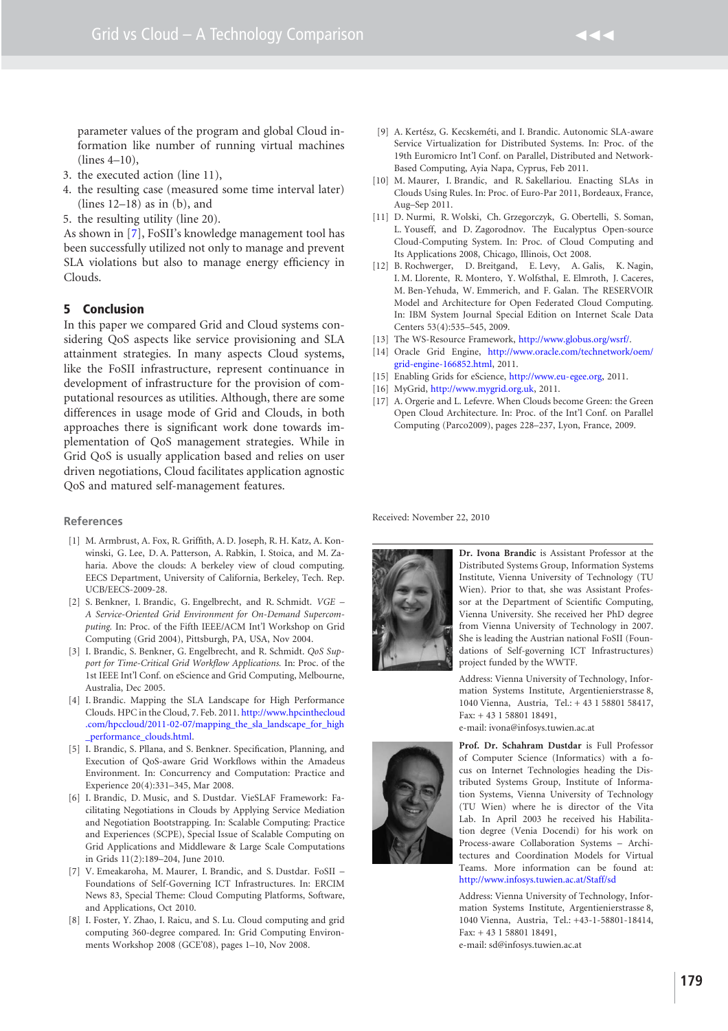parameter values of the program and global Cloud information like number of running virtual machines (lines 4–10),

3. the executed action (line 11),
4. the resulting case (measured some time interval later) (lines 12–18) as in (b), and
5. the resulting utility (line 20).

As shown in [7], FoSII's knowledge management tool has been successfully utilized not only to manage and prevent SLA violations but also to manage energy efficiency in Clouds.

## 5 Conclusion

In this paper we compared Grid and Cloud systems considering QoS aspects like service provisioning and SLA attainment strategies. In many aspects Cloud systems, like the FoSII infrastructure, represent continuance in development of infrastructure for the provision of computational resources as utilities. Although, there are some differences in usage mode of Grid and Clouds, in both approaches there is significant work done towards implementation of QoS management strategies. While in Grid QoS is usually application based and relies on user driven negotiations, Cloud facilitates application agnostic QoS and matured self-management features.

## References

[1] M. Armbrust, A. Fox, R. Griffith, A. D. Joseph, R. H. Katz, A. Konwinski, G. Lee, D. A. Patterson, A. Rabkin, I. Stoica, and M. Zaharia. Above the clouds: A berkeley view of cloud computing. EECS Department, University of California, Berkeley, Tech. Rep. UCB/EECS-2009-28.

[2] S. Benkner, I. Brandic, G. Engelbrecht, and R. Schmidt. *VGE – A Service-Oriented Grid Environment for On-Demand Supercomputing.* In: Proc. of the Fifth IEEE/ACM Int'l Workshop on Grid Computing (Grid 2004), Pittsburgh, PA, USA, Nov 2004.

[3] I. Brandic, S. Benkner, G. Engelbrecht, and R. Schmidt. *QoS Support for Time-Critical Grid Workflow Applications.* In: Proc. of the 1st IEEE Int'l Conf. on eScience and Grid Computing, Melbourne, Australia, Dec 2005.

[4] I. Brandic. Mapping the SLA Landscape for High Performance Clouds. HPC in the Cloud, 7. Feb. 2011. http://www.hpcinthecloud.com/hpccloud/2011-02-07/mapping_the_sla_landscape_for_high_performance_clouds.html.

[5] I. Brandic, S. Pllana, and S. Benkner. Specification, Planning, and Execution of QoS-aware Grid Workflows within the Amadeus Environment. In: Concurrency and Computation: Practice and Experience 20(4):331–345, Mar 2008.

[6] I. Brandic, D. Music, and S. Dustdar. VieSLAF Framework: Facilitating Negotiations in Clouds by Applying Service Mediation and Negotiation Bootstrapping. In: Scalable Computing: Practice and Experiences (SCPE), Special Issue of Scalable Computing on Grid Applications and Middleware & Large Scale Computations in Grids 11(2):189–204, June 2010.

[7] V. Emeakaroha, M. Maurer, I. Brandic, and S. Dustdar. FoSII – Foundations of Self-Governing ICT Infrastructures. In: ERCIM News 83, Special Theme: Cloud Computing Platforms, Software, and Applications, Oct 2010.

[8] I. Foster, Y. Zhao, I. Raicu, and S. Lu. Cloud computing and grid computing 360-degree compared. In: Grid Computing Environments Workshop 2008 (GCE'08), pages 1–10, Nov 2008.

[9] A. Kertész, G. Kecskeméti, and I. Brandic. Autonomic SLA-aware Service Virtualization for Distributed Systems. In: Proc. of the 19th Euromicro Int'l Conf. on Parallel, Distributed and Network-Based Computing, Ayia Napa, Cyprus, Feb 2011.

[10] M. Maurer, I. Brandic, and R. Sakellariou. Enacting SLAs in Clouds Using Rules. In: Proc. of Euro-Par 2011, Bordeaux, France, Aug–Sep 2011.

[11] D. Nurmi, R. Wolski, Ch. Grzegorczyk, G. Obertelli, S. Soman, L. Youseff, and D. Zagorodnov. The Eucalyptus Open-source Cloud-Computing System. In: Proc. of Cloud Computing and Its Applications 2008, Chicago, Illinois, Oct 2008.

[12] B. Rochwerger, D. Breitgand, E. Levy, A. Galis, K. Nagin, I. M. Llorente, R. Montero, Y. Wolfsthal, E. Elmroth, J. Caceres, M. Ben-Yehuda, W. Emmerich, and F. Galan. The RESERVOIR Model and Architecture for Open Federated Cloud Computing. In: IBM System Journal Special Edition on Internet Scale Data Centers 53(4):535–545, 2009.

[13] The WS-Resource Framework, http://www.globus.org/wsrf/.

[14] Oracle Grid Engine, http://www.oracle.com/technetwork/oem/grid-engine-166852.html, 2011.

[15] Enabling Grids for eScience, http://www.eu-egee.org, 2011.

[16] MyGrid, http://www.mygrid.org.uk, 2011.

[17] A. Orgerie and L. Lefevre. When Clouds become Green: the Green Open Cloud Architecture. In: Proc. of the Int'l Conf. on Parallel Computing (Parco2009), pages 228–237, Lyon, France, 2009.

Received: November 22, 2010

**Dr. Ivona Brandic** is Assistant Professor at the Distributed Systems Group, Information Systems Institute, Vienna University of Technology (TU Wien). Prior to that, she was Assistant Professor at the Department of Scientific Computing, Vienna University. She received her PhD degree from Vienna University of Technology in 2007. She is leading the Austrian national FoSII (Foundations of Self-governing ICT Infrastructures) project funded by the WWTF.

Address: Vienna University of Technology, Information Systems Institute, Argentinierstrasse 8, 1040 Vienna, Austria, Tel.: + 43 1 58801 58417, Fax: + 43 1 58801 18491,
e-mail: ivona@infosys.tuwien.ac.at

**Prof. Dr. Schahram Dustdar** is Full Professor of Computer Science (Informatics) with a focus on Internet Technologies heading the Distributed Systems Group, Institute of Information Systems, Vienna University of Technology (TU Wien) where he is director of the Vita Lab. In April 2003 he received his Habilitation degree (Venia Docendi) for his work on Process-aware Collaboration Systems – Architectures and Coordination Models for Virtual Teams. More information can be found at: http://www.infosys.tuwien.ac.at/Staff/sd

Address: Vienna University of Technology, Information Systems Institute, Argentinierstrasse 8, 1040 Vienna, Austria, Tel.: +43-1-58801-18414, Fax: + 43 1 58801 18491,
e-mail: sd@infosys.tuwien.ac.at